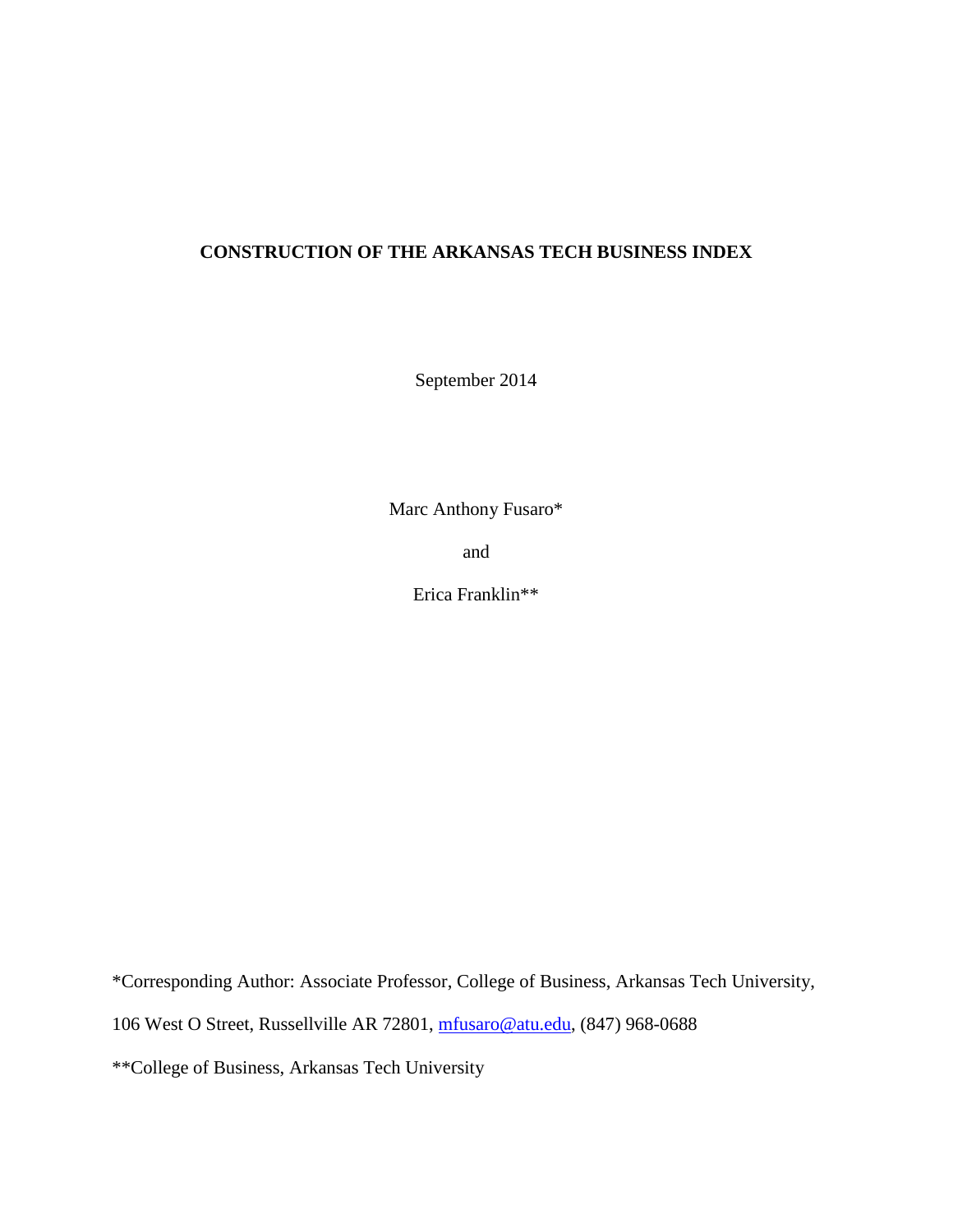# CONSTRUCTION OF THE ARKANSAS TECH BUSINESS INDEX

September 2014

Marc Anthony Fusaro*

and

Erica Franklin**

*Corresponding Author: Associate Professor, College of Business, Arkansas Tech University, 106 West O Street, Russellville AR 72801, mfusaro@atu.edu, (847) 968-0688

**College of Business, Arkansas Tech University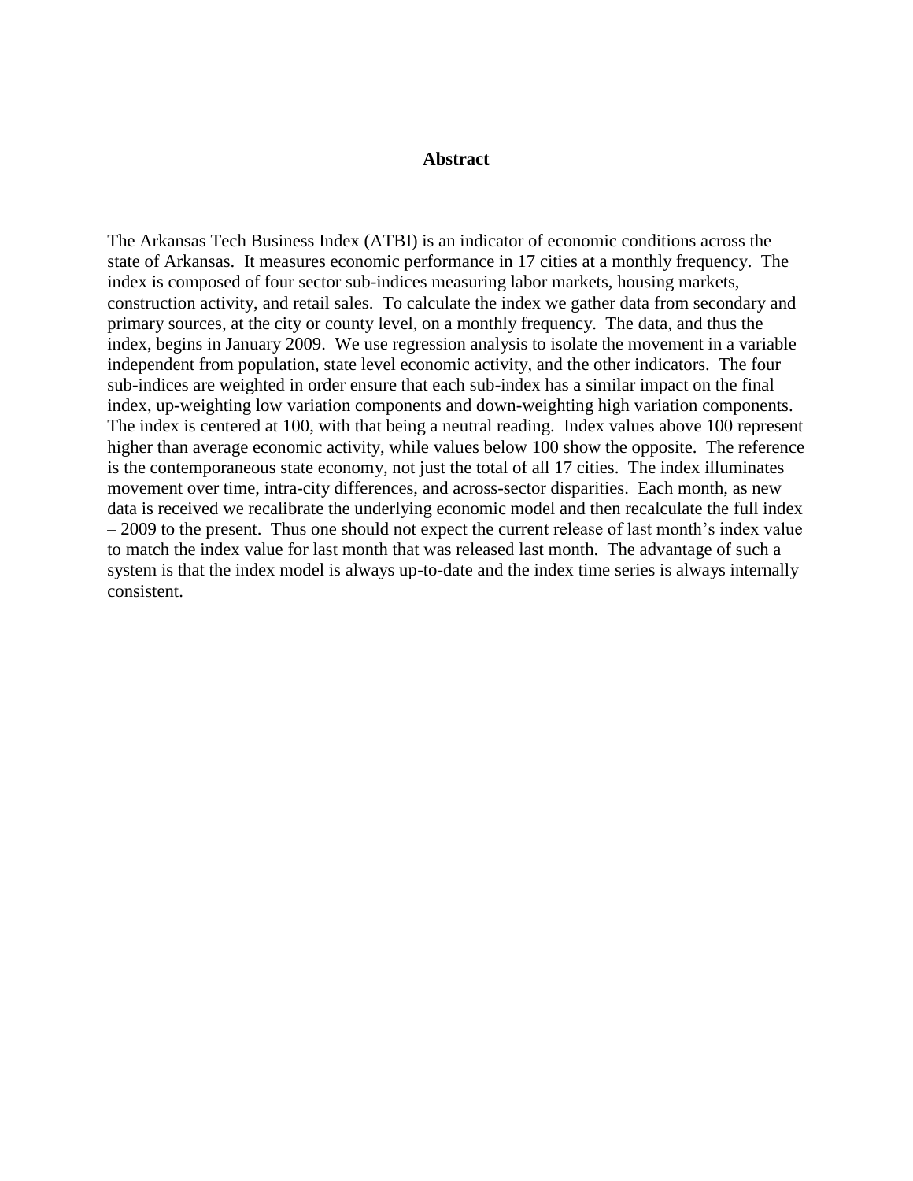## Abstract

The Arkansas Tech Business Index (ATBI) is an indicator of economic conditions across the state of Arkansas. It measures economic performance in 17 cities at a monthly frequency. The index is composed of four sector sub-indices measuring labor markets, housing markets, construction activity, and retail sales. To calculate the index we gather data from secondary and primary sources, at the city or county level, on a monthly frequency. The data, and thus the index, begins in January 2009. We use regression analysis to isolate the movement in a variable independent from population, state level economic activity, and the other indicators. The four sub-indices are weighted in order ensure that each sub-index has a similar impact on the final index, up-weighting low variation components and down-weighting high variation components. The index is centered at 100, with that being a neutral reading. Index values above 100 represent higher than average economic activity, while values below 100 show the opposite. The reference is the contemporaneous state economy, not just the total of all 17 cities. The index illuminates movement over time, intra-city differences, and across-sector disparities. Each month, as new data is received we recalibrate the underlying economic model and then recalculate the full index – 2009 to the present. Thus one should not expect the current release of last month's index value to match the index value for last month that was released last month. The advantage of such a system is that the index model is always up-to-date and the index time series is always internally consistent.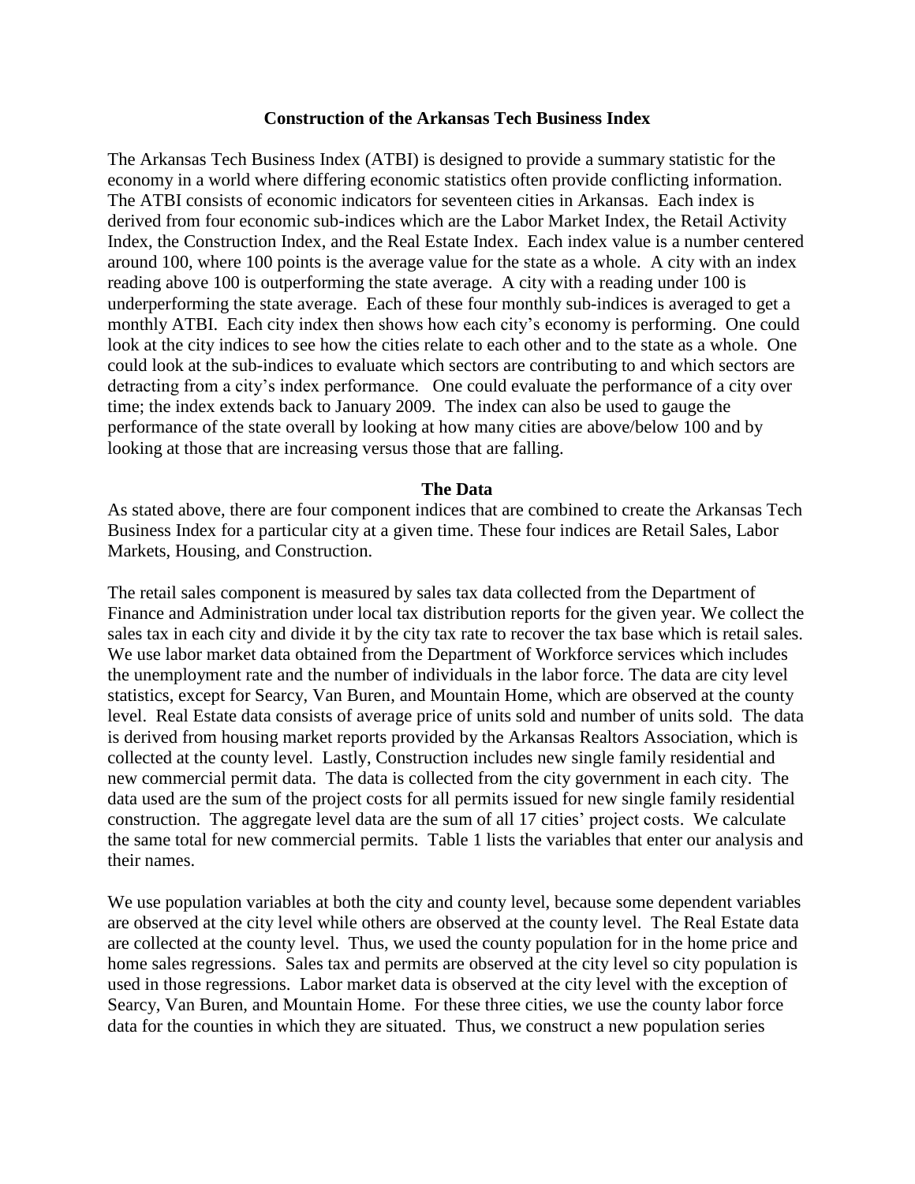## Construction of the Arkansas Tech Business Index

The Arkansas Tech Business Index (ATBI) is designed to provide a summary statistic for the economy in a world where differing economic statistics often provide conflicting information. The ATBI consists of economic indicators for seventeen cities in Arkansas. Each index is derived from four economic sub-indices which are the Labor Market Index, the Retail Activity Index, the Construction Index, and the Real Estate Index. Each index value is a number centered around 100, where 100 points is the average value for the state as a whole. A city with an index reading above 100 is outperforming the state average. A city with a reading under 100 is underperforming the state average. Each of these four monthly sub-indices is averaged to get a monthly ATBI. Each city index then shows how each city's economy is performing. One could look at the city indices to see how the cities relate to each other and to the state as a whole. One could look at the sub-indices to evaluate which sectors are contributing to and which sectors are detracting from a city's index performance. One could evaluate the performance of a city over time; the index extends back to January 2009. The index can also be used to gauge the performance of the state overall by looking at how many cities are above/below 100 and by looking at those that are increasing versus those that are falling.

### The Data

As stated above, there are four component indices that are combined to create the Arkansas Tech Business Index for a particular city at a given time. These four indices are Retail Sales, Labor Markets, Housing, and Construction.

The retail sales component is measured by sales tax data collected from the Department of Finance and Administration under local tax distribution reports for the given year. We collect the sales tax in each city and divide it by the city tax rate to recover the tax base which is retail sales. We use labor market data obtained from the Department of Workforce services which includes the unemployment rate and the number of individuals in the labor force. The data are city level statistics, except for Searcy, Van Buren, and Mountain Home, which are observed at the county level. Real Estate data consists of average price of units sold and number of units sold. The data is derived from housing market reports provided by the Arkansas Realtors Association, which is collected at the county level. Lastly, Construction includes new single family residential and new commercial permit data. The data is collected from the city government in each city. The data used are the sum of the project costs for all permits issued for new single family residential construction. The aggregate level data are the sum of all 17 cities' project costs. We calculate the same total for new commercial permits. Table 1 lists the variables that enter our analysis and their names.

We use population variables at both the city and county level, because some dependent variables are observed at the city level while others are observed at the county level. The Real Estate data are collected at the county level. Thus, we used the county population for in the home price and home sales regressions. Sales tax and permits are observed at the city level so city population is used in those regressions. Labor market data is observed at the city level with the exception of Searcy, Van Buren, and Mountain Home. For these three cities, we use the county labor force data for the counties in which they are situated. Thus, we construct a new population series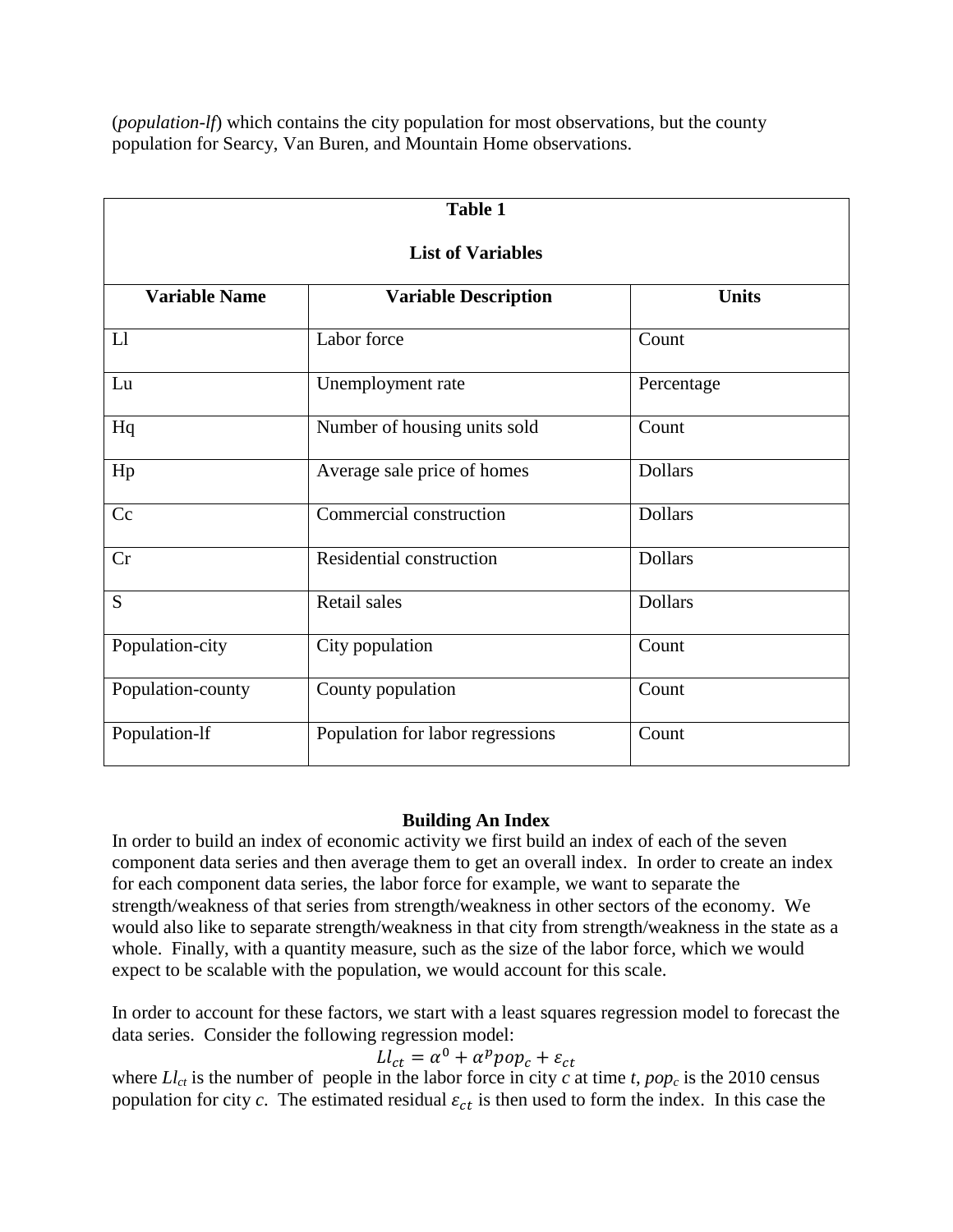(*population-lf*) which contains the city population for most observations, but the county population for Searcy, Van Buren, and Mountain Home observations.

**Table 1**

**List of Variables**

| Variable Name | Variable Description | Units |
| --- | --- | --- |
| Ll | Labor force | Count |
| Lu | Unemployment rate | Percentage |
| Hq | Number of housing units sold | Count |
| Hp | Average sale price of homes | Dollars |
| Cc | Commercial construction | Dollars |
| Cr | Residential construction | Dollars |
| S | Retail sales | Dollars |
| Population-city | City population | Count |
| Population-county | County population | Count |
| Population-lf | Population for labor regressions | Count |

## Building An Index

In order to build an index of economic activity we first build an index of each of the seven component data series and then average them to get an overall index. In order to create an index for each component data series, the labor force for example, we want to separate the strength/weakness of that series from strength/weakness in other sectors of the economy. We would also like to separate strength/weakness in that city from strength/weakness in the state as a whole. Finally, with a quantity measure, such as the size of the labor force, which we would expect to be scalable with the population, we would account for this scale.

In order to account for these factors, we start with a least squares regression model to forecast the data series. Consider the following regression model:

$$Ll_{ct} = \alpha^0 + \alpha^p pop_c + \varepsilon_{ct}$$

where $Ll_{ct}$ is the number of people in the labor force in city $c$ at time $t$, $pop_c$ is the 2010 census population for city $c$. The estimated residual $\varepsilon_{ct}$ is then used to form the index. In this case the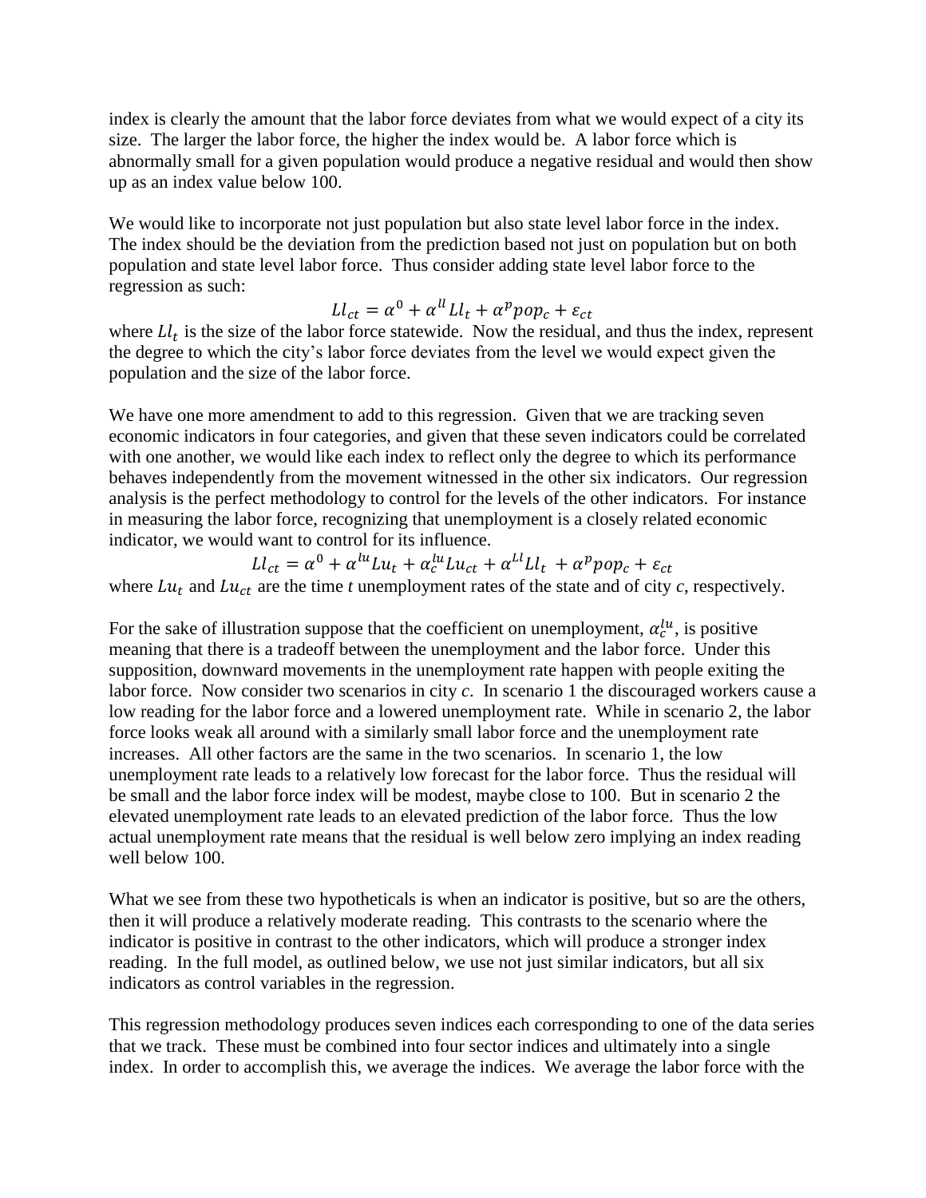index is clearly the amount that the labor force deviates from what we would expect of a city its size. The larger the labor force, the higher the index would be. A labor force which is abnormally small for a given population would produce a negative residual and would then show up as an index value below 100.

We would like to incorporate not just population but also state level labor force in the index. The index should be the deviation from the prediction based not just on population but on both population and state level labor force. Thus consider adding state level labor force to the regression as such:

$$Ll_{ct} = \alpha^0 + \alpha^{ll} Ll_t + \alpha^p pop_c + \varepsilon_{ct}$$

where $Ll_t$ is the size of the labor force statewide. Now the residual, and thus the index, represent the degree to which the city's labor force deviates from the level we would expect given the population and the size of the labor force.

We have one more amendment to add to this regression. Given that we are tracking seven economic indicators in four categories, and given that these seven indicators could be correlated with one another, we would like each index to reflect only the degree to which its performance behaves independently from the movement witnessed in the other six indicators. Our regression analysis is the perfect methodology to control for the levels of the other indicators. For instance in measuring the labor force, recognizing that unemployment is a closely related economic indicator, we would want to control for its influence.

$$Ll_{ct} = \alpha^0 + \alpha^{lu} Lu_t + \alpha_c^{lu} Lu_{ct} + \alpha^{Ll} Ll_t + \alpha^p pop_c + \varepsilon_{ct}$$

where $Lu_t$ and $Lu_{ct}$ are the time *t* unemployment rates of the state and of city *c*, respectively.

For the sake of illustration suppose that the coefficient on unemployment, $\alpha_c^{lu}$, is positive meaning that there is a tradeoff between the unemployment and the labor force. Under this supposition, downward movements in the unemployment rate happen with people exiting the labor force. Now consider two scenarios in city *c*. In scenario 1 the discouraged workers cause a low reading for the labor force and a lowered unemployment rate. While in scenario 2, the labor force looks weak all around with a similarly small labor force and the unemployment rate increases. All other factors are the same in the two scenarios. In scenario 1, the low unemployment rate leads to a relatively low forecast for the labor force. Thus the residual will be small and the labor force index will be modest, maybe close to 100. But in scenario 2 the elevated unemployment rate leads to an elevated prediction of the labor force. Thus the low actual unemployment rate means that the residual is well below zero implying an index reading well below 100.

What we see from these two hypotheticals is when an indicator is positive, but so are the others, then it will produce a relatively moderate reading. This contrasts to the scenario where the indicator is positive in contrast to the other indicators, which will produce a stronger index reading. In the full model, as outlined below, we use not just similar indicators, but all six indicators as control variables in the regression.

This regression methodology produces seven indices each corresponding to one of the data series that we track. These must be combined into four sector indices and ultimately into a single index. In order to accomplish this, we average the indices. We average the labor force with the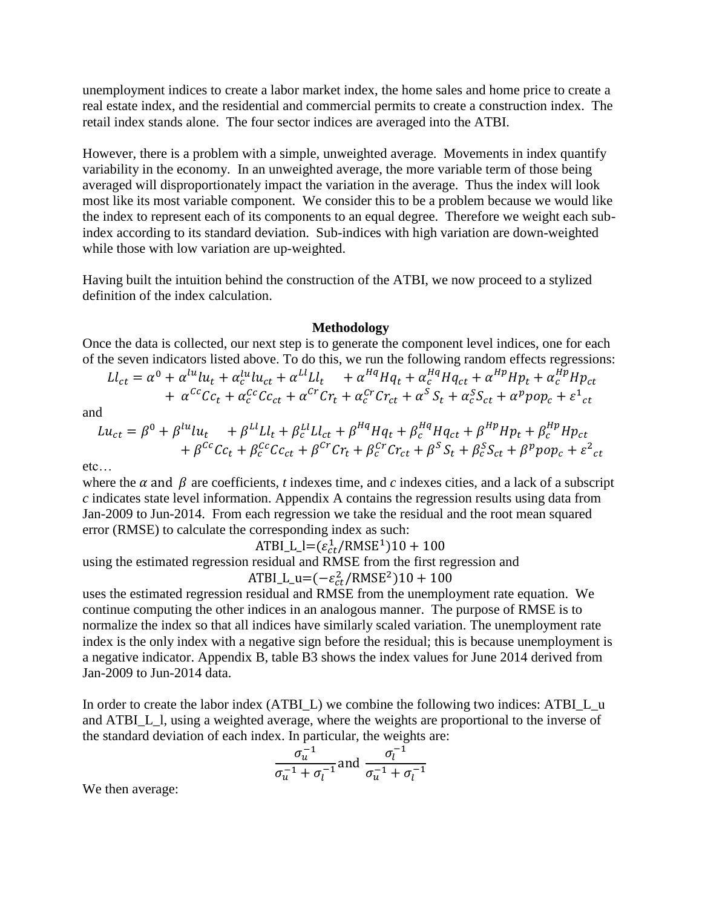unemployment indices to create a labor market index, the home sales and home price to create a real estate index, and the residential and commercial permits to create a construction index. The retail index stands alone. The four sector indices are averaged into the ATBI.

However, there is a problem with a simple, unweighted average. Movements in index quantify variability in the economy. In an unweighted average, the more variable term of those being averaged will disproportionately impact the variation in the average. Thus the index will look most like its most variable component. We consider this to be a problem because we would like the index to represent each of its components to an equal degree. Therefore we weight each sub-index according to its standard deviation. Sub-indices with high variation are down-weighted while those with low variation are up-weighted.

Having built the intuition behind the construction of the ATBI, we now proceed to a stylized definition of the index calculation.

## Methodology

Once the data is collected, our next step is to generate the component level indices, one for each of the seven indicators listed above. To do this, we run the following random effects regressions:

$$
\begin{aligned}
Ll_{ct} = \alpha^0 + \alpha^{lu} lu_t + \alpha_c^{lu} lu_{ct} + \alpha^{Ll} Ll_t \quad &+ \alpha^{Hq} Hq_t + \alpha_c^{Hq} Hq_{ct} + \alpha^{Hp} Hp_t + \alpha_c^{Hp} Hp_{ct} \\
&+ \alpha^{Cc} Cc_t + \alpha_c^{Cc} Cc_{ct} + \alpha^{Cr} Cr_t + \alpha_c^{Cr} Cr_{ct} + \alpha^S S_t + \alpha_c^S S_{ct} + \alpha^p pop_c + \varepsilon^1{}_{ct}
\end{aligned}
$$

and

$$
\begin{aligned}
Lu_{ct} = \beta^0 + \beta^{lu} lu_t \quad &+ \beta^{Ll} Ll_t + \beta_c^{Ll} Ll_{ct} + \beta^{Hq} Hq_t + \beta_c^{Hq} Hq_{ct} + \beta^{Hp} Hp_t + \beta_c^{Hp} Hp_{ct} \\
&+ \beta^{Cc} Cc_t + \beta_c^{Cc} Cc_{ct} + \beta^{Cr} Cr_t + \beta_c^{Cr} Cr_{ct} + \beta^S S_t + \beta_c^S S_{ct} + \beta^p pop_c + \varepsilon^2{}_{ct}
\end{aligned}
$$

etc…

where the $\alpha$ and $\beta$ are coefficients, *t* indexes time, and *c* indexes cities, and a lack of a subscript *c* indicates state level information. Appendix A contains the regression results using data from Jan-2009 to Jun-2014. From each regression we take the residual and the root mean squared error (RMSE) to calculate the corresponding index as such:

$$\text{ATBI\_L\_l}=(\varepsilon_{ct}^1/\text{RMSE}^1)10 + 100$$

using the estimated regression residual and RMSE from the first regression and

$$\text{ATBI\_L\_u}=(-\varepsilon_{ct}^2/\text{RMSE}^2)10 + 100$$

uses the estimated regression residual and RMSE from the unemployment rate equation. We continue computing the other indices in an analogous manner. The purpose of RMSE is to normalize the index so that all indices have similarly scaled variation. The unemployment rate index is the only index with a negative sign before the residual; this is because unemployment is a negative indicator. Appendix B, table B3 shows the index values for June 2014 derived from Jan-2009 to Jun-2014 data.

In order to create the labor index (ATBI_L) we combine the following two indices: ATBI_L_u and ATBI_L_l, using a weighted average, where the weights are proportional to the inverse of the standard deviation of each index. In particular, the weights are:

$$\frac{\sigma_u^{-1}}{\sigma_u^{-1} + \sigma_l^{-1}} \text{and } \frac{\sigma_l^{-1}}{\sigma_u^{-1} + \sigma_l^{-1}}$$

We then average: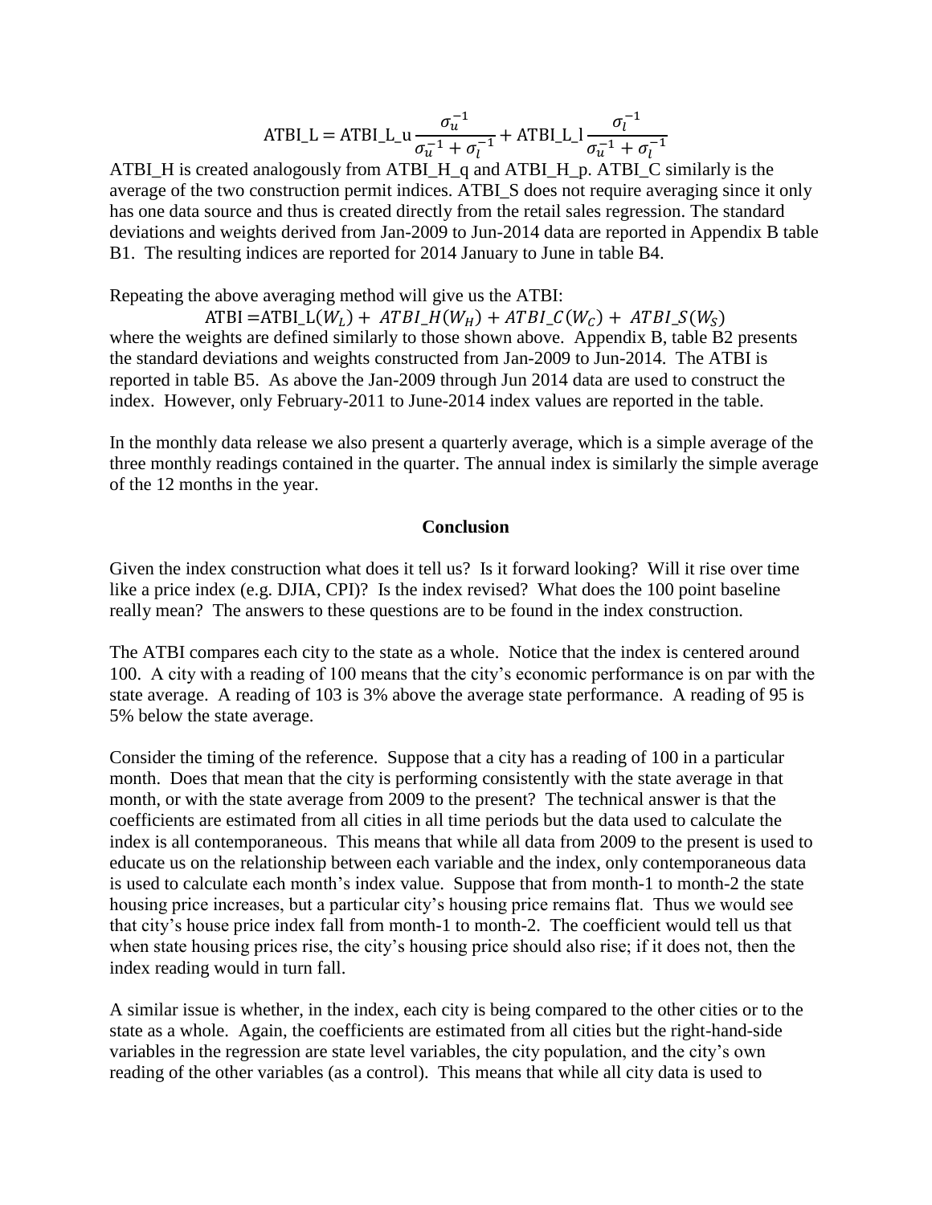$$\text{ATBI\_L} = \text{ATBI\_L\_u}\frac{\sigma_u^{-1}}{\sigma_u^{-1} + \sigma_l^{-1}} + \text{ATBI\_L\_l}\frac{\sigma_l^{-1}}{\sigma_u^{-1} + \sigma_l^{-1}}$$

ATBI_H is created analogously from ATBI_H_q and ATBI_H_p. ATBI_C similarly is the average of the two construction permit indices. ATBI_S does not require averaging since it only has one data source and thus is created directly from the retail sales regression. The standard deviations and weights derived from Jan-2009 to Jun-2014 data are reported in Appendix B table B1. The resulting indices are reported for 2014 January to June in table B4.

Repeating the above averaging method will give us the ATBI:

$$\text{ATBI} = \text{ATBI\_L}(W_L) + ATBI\_H(W_H) + ATBI\_C(W_C) + ATBI\_S(W_S)$$

where the weights are defined similarly to those shown above. Appendix B, table B2 presents the standard deviations and weights constructed from Jan-2009 to Jun-2014. The ATBI is reported in table B5. As above the Jan-2009 through Jun 2014 data are used to construct the index. However, only February-2011 to June-2014 index values are reported in the table.

In the monthly data release we also present a quarterly average, which is a simple average of the three monthly readings contained in the quarter. The annual index is similarly the simple average of the 12 months in the year.

## Conclusion

Given the index construction what does it tell us? Is it forward looking? Will it rise over time like a price index (e.g. DJIA, CPI)? Is the index revised? What does the 100 point baseline really mean? The answers to these questions are to be found in the index construction.

The ATBI compares each city to the state as a whole. Notice that the index is centered around 100. A city with a reading of 100 means that the city's economic performance is on par with the state average. A reading of 103 is 3% above the average state performance. A reading of 95 is 5% below the state average.

Consider the timing of the reference. Suppose that a city has a reading of 100 in a particular month. Does that mean that the city is performing consistently with the state average in that month, or with the state average from 2009 to the present? The technical answer is that the coefficients are estimated from all cities in all time periods but the data used to calculate the index is all contemporaneous. This means that while all data from 2009 to the present is used to educate us on the relationship between each variable and the index, only contemporaneous data is used to calculate each month's index value. Suppose that from month-1 to month-2 the state housing price increases, but a particular city's housing price remains flat. Thus we would see that city's house price index fall from month-1 to month-2. The coefficient would tell us that when state housing prices rise, the city's housing price should also rise; if it does not, then the index reading would in turn fall.

A similar issue is whether, in the index, each city is being compared to the other cities or to the state as a whole. Again, the coefficients are estimated from all cities but the right-hand-side variables in the regression are state level variables, the city population, and the city's own reading of the other variables (as a control). This means that while all city data is used to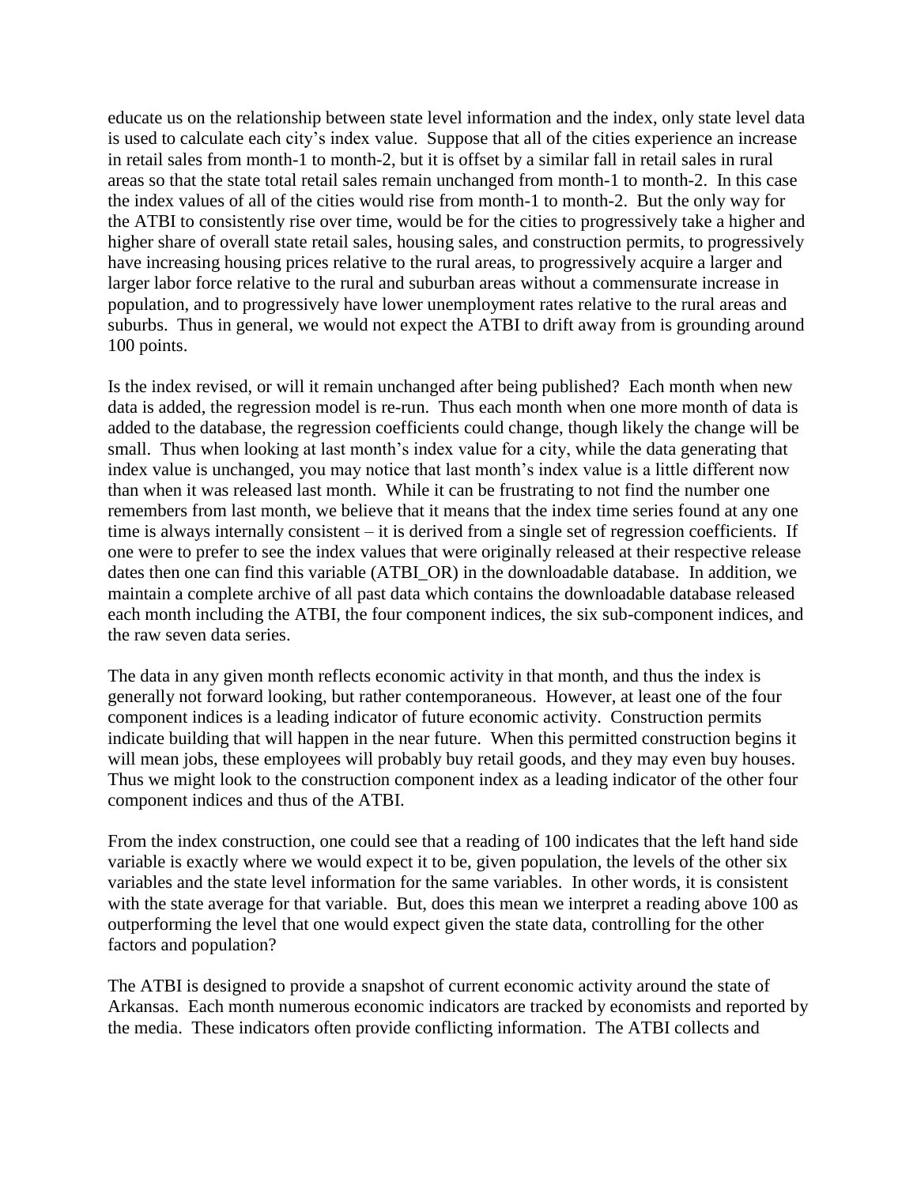educate us on the relationship between state level information and the index, only state level data is used to calculate each city's index value. Suppose that all of the cities experience an increase in retail sales from month-1 to month-2, but it is offset by a similar fall in retail sales in rural areas so that the state total retail sales remain unchanged from month-1 to month-2. In this case the index values of all of the cities would rise from month-1 to month-2. But the only way for the ATBI to consistently rise over time, would be for the cities to progressively take a higher and higher share of overall state retail sales, housing sales, and construction permits, to progressively have increasing housing prices relative to the rural areas, to progressively acquire a larger and larger labor force relative to the rural and suburban areas without a commensurate increase in population, and to progressively have lower unemployment rates relative to the rural areas and suburbs. Thus in general, we would not expect the ATBI to drift away from is grounding around 100 points.

Is the index revised, or will it remain unchanged after being published? Each month when new data is added, the regression model is re-run. Thus each month when one more month of data is added to the database, the regression coefficients could change, though likely the change will be small. Thus when looking at last month's index value for a city, while the data generating that index value is unchanged, you may notice that last month's index value is a little different now than when it was released last month. While it can be frustrating to not find the number one remembers from last month, we believe that it means that the index time series found at any one time is always internally consistent – it is derived from a single set of regression coefficients. If one were to prefer to see the index values that were originally released at their respective release dates then one can find this variable (ATBI_OR) in the downloadable database. In addition, we maintain a complete archive of all past data which contains the downloadable database released each month including the ATBI, the four component indices, the six sub-component indices, and the raw seven data series.

The data in any given month reflects economic activity in that month, and thus the index is generally not forward looking, but rather contemporaneous. However, at least one of the four component indices is a leading indicator of future economic activity. Construction permits indicate building that will happen in the near future. When this permitted construction begins it will mean jobs, these employees will probably buy retail goods, and they may even buy houses. Thus we might look to the construction component index as a leading indicator of the other four component indices and thus of the ATBI.

From the index construction, one could see that a reading of 100 indicates that the left hand side variable is exactly where we would expect it to be, given population, the levels of the other six variables and the state level information for the same variables. In other words, it is consistent with the state average for that variable. But, does this mean we interpret a reading above 100 as outperforming the level that one would expect given the state data, controlling for the other factors and population?

The ATBI is designed to provide a snapshot of current economic activity around the state of Arkansas. Each month numerous economic indicators are tracked by economists and reported by the media. These indicators often provide conflicting information. The ATBI collects and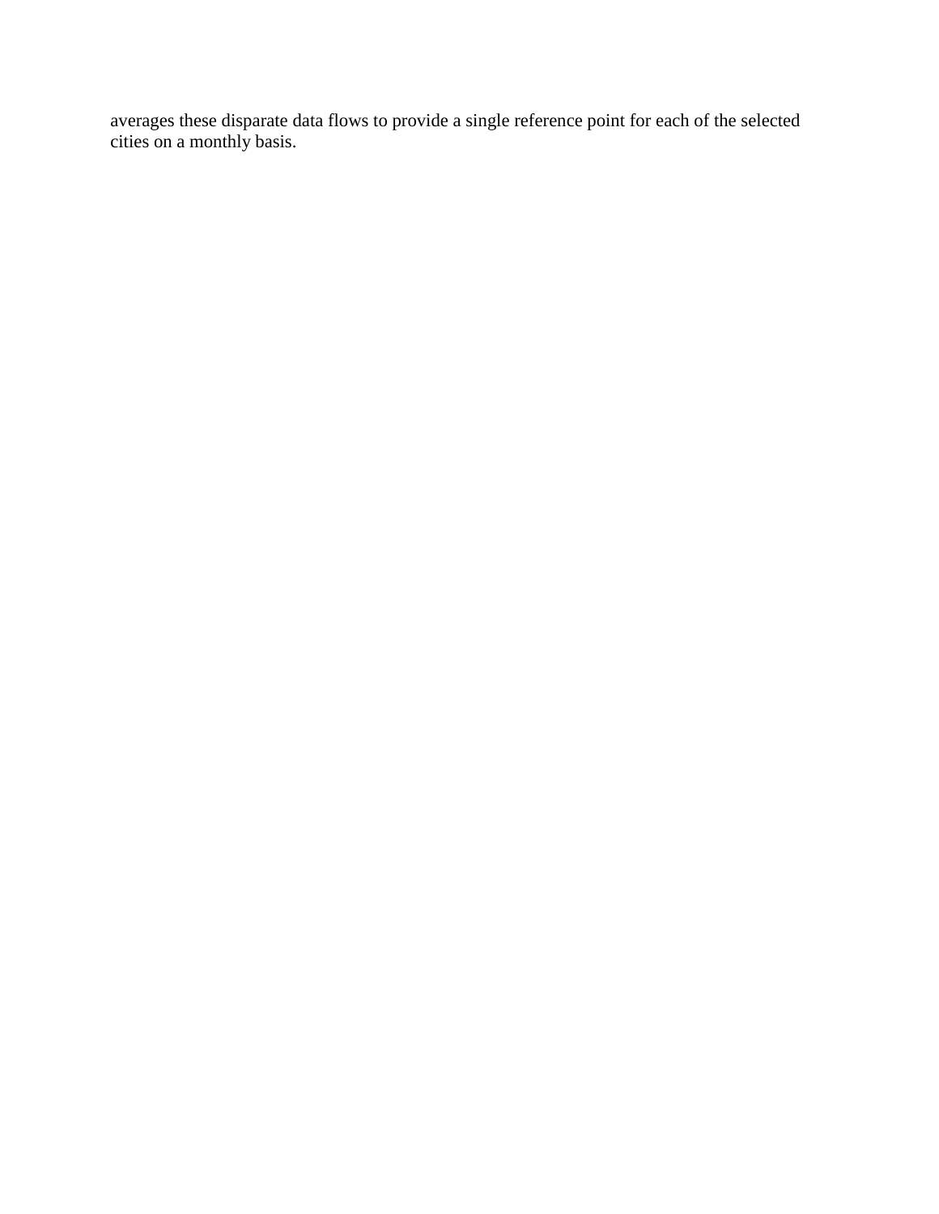averages these disparate data flows to provide a single reference point for each of the selected cities on a monthly basis.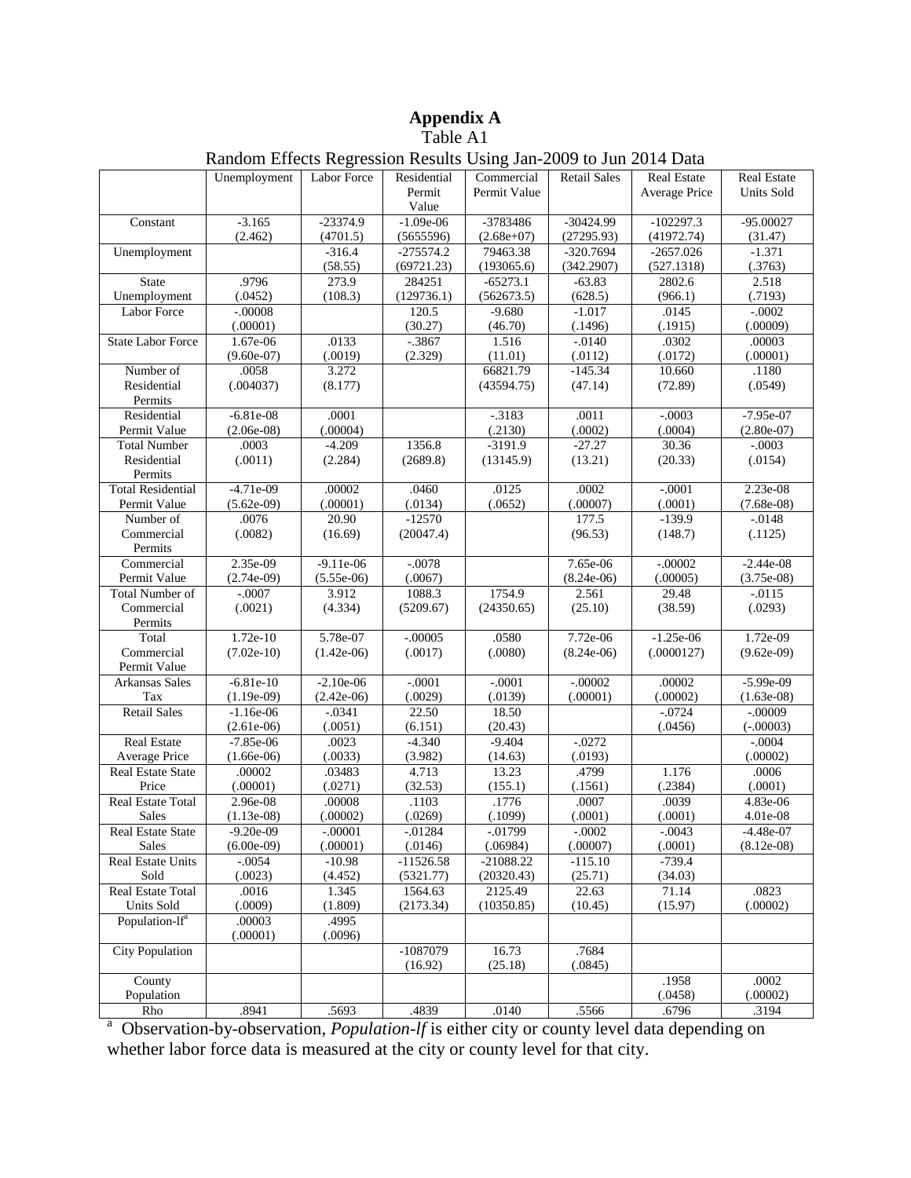# Appendix A

Table A1

Random Effects Regression Results Using Jan-2009 to Jun 2014 Data

| | Unemployment | Labor Force | Residential Permit Value | Commercial Permit Value | Retail Sales | Real Estate Average Price | Real Estate Units Sold |
|---|---|---|---|---|---|---|---|
| Constant | -3.165<br>(2.462) | -23374.9<br>(4701.5) | -1.09e-06<br>(5655596) | -3783486<br>(2.68e+07) | -30424.99<br>(27295.93) | -102297.3<br>(41972.74) | -95.00027<br>(31.47) |
| Unemployment | | -316.4<br>(58.55) | -275574.2<br>(69721.23) | 79463.38<br>(193065.6) | -320.7694<br>(342.2907) | -2657.026<br>(527.1318) | -1.371<br>(.3763) |
| State Unemployment | .9796<br>(.0452) | 273.9<br>(108.3) | 284251<br>(129736.1) | -65273.1<br>(562673.5) | -63.83<br>(628.5) | 2802.6<br>(966.1) | 2.518<br>(.7193) |
| Labor Force | -.00008<br>(.00001) | | 120.5<br>(30.27) | -9.680<br>(46.70) | -1.017<br>(.1496) | .0145<br>(.1915) | -.0002<br>(.00009) |
| State Labor Force | 1.67e-06<br>(9.60e-07) | .0133<br>(.0019) | -.3867<br>(2.329) | 1.516<br>(11.01) | -.0140<br>(.0112) | .0302<br>(.0172) | .00003<br>(.00001) |
| Number of Residential Permits | .0058<br>(.004037) | 3.272<br>(8.177) | | 66821.79<br>(43594.75) | -145.34<br>(47.14) | 10.660<br>(72.89) | .1180<br>(.0549) |
| Residential Permit Value | -6.81e-08<br>(2.06e-08) | .0001<br>(.00004) | | -.3183<br>(.2130) | .0011<br>(.0002) | -.0003<br>(.0004) | -7.95e-07<br>(2.80e-07) |
| Total Number Residential Permits | .0003<br>(.0011) | -4.209<br>(2.284) | 1356.8<br>(2689.8) | -3191.9<br>(13145.9) | -27.27<br>(13.21) | 30.36<br>(20.33) | -.0003<br>(.0154) |
| Total Residential Permit Value | -4.71e-09<br>(5.62e-09) | .00002<br>(.00001) | .0460<br>(.0134) | .0125<br>(.0652) | .0002<br>(.00007) | -.0001<br>(.0001) | 2.23e-08<br>(7.68e-08) |
| Number of Commercial Permits | .0076<br>(.0082) | 20.90<br>(16.69) | -12570<br>(20047.4) | | 177.5<br>(96.53) | -139.9<br>(148.7) | -.0148<br>(.1125) |
| Commercial Permit Value | 2.35e-09<br>(2.74e-09) | -9.11e-06<br>(5.55e-06) | -.0078<br>(.0067) | | 7.65e-06<br>(8.24e-06) | -.00002<br>(.00005) | -2.44e-08<br>(3.75e-08) |
| Total Number of Commercial Permits | -.0007<br>(.0021) | 3.912<br>(4.334) | 1088.3<br>(5209.67) | 1754.9<br>(24350.65) | 2.561<br>(25.10) | 29.48<br>(38.59) | -.0115<br>(.0293) |
| Total Commercial Permit Value | 1.72e-10<br>(7.02e-10) | 5.78e-07<br>(1.42e-06) | -.00005<br>(.0017) | .0580<br>(.0080) | 7.72e-06<br>(8.24e-06) | -1.25e-06<br>(.0000127) | 1.72e-09<br>(9.62e-09) |
| Arkansas Sales Tax | -6.81e-10<br>(1.19e-09) | -2.10e-06<br>(2.42e-06) | -.0001<br>(.0029) | -.0001<br>(.0139) | -.00002<br>(.00001) | .00002<br>(.00002) | -5.99e-09<br>(1.63e-08) |
| Retail Sales | -1.16e-06<br>(2.61e-06) | -.0341<br>(.0051) | 22.50<br>(6.151) | 18.50<br>(20.43) | | -.0724<br>(.0456) | -.00009<br>(-.00003) |
| Real Estate Average Price | -7.85e-06<br>(1.66e-06) | .0023<br>(.0033) | -4.340<br>(3.982) | -9.404<br>(14.63) | -.0272<br>(.0193) | | -.0004<br>(.00002) |
| Real Estate State Price | .00002<br>(.00001) | .03483<br>(.0271) | 4.713<br>(32.53) | 13.23<br>(155.1) | .4799<br>(.1561) | 1.176<br>(.2384) | .0006<br>(.0001) |
| Real Estate Total Sales | 2.96e-08<br>(1.13e-08) | .00008<br>(.00002) | .1103<br>(.0269) | .1776<br>(.1099) | .0007<br>(.0001) | .0039<br>(.0001) | 4.83e-06<br>4.01e-08 |
| Real Estate State Sales | -9.20e-09<br>(6.00e-09) | -.00001<br>(.00001) | -.01284<br>(.0146) | -.01799<br>(.06984) | -.0002<br>(.00007) | -.0043<br>(.0001) | -4.48e-07<br>(8.12e-08) |
| Real Estate Units Sold | -.0054<br>(.0023) | -10.98<br>(4.452) | -11526.58<br>(5321.77) | -21088.22<br>(20320.43) | -115.10<br>(25.71) | -739.4<br>(34.03) | |
| Real Estate Total Units Sold | .0016<br>(.0009) | 1.345<br>(1.809) | 1564.63<br>(2173.34) | 2125.49<br>(10350.85) | 22.63<br>(10.45) | 71.14<br>(15.97) | .0823<br>(.00002) |
| Population-lf[a] | .00003<br>(.00001) | .4995<br>(.0096) | | | | | |
| City Population | | | -1087079<br>(16.92) | 16.73<br>(25.18) | .7684<br>(.0845) | | |
| County Population | | | | | | .1958<br>(.0458) | .0002<br>(.00002) |
| Rho | .8941 | .5693 | .4839 | .0140 | .5566 | .6796 | .3194 |

[a] Observation-by-observation, *Population-lf* is either city or county level data depending on whether labor force data is measured at the city or county level for that city.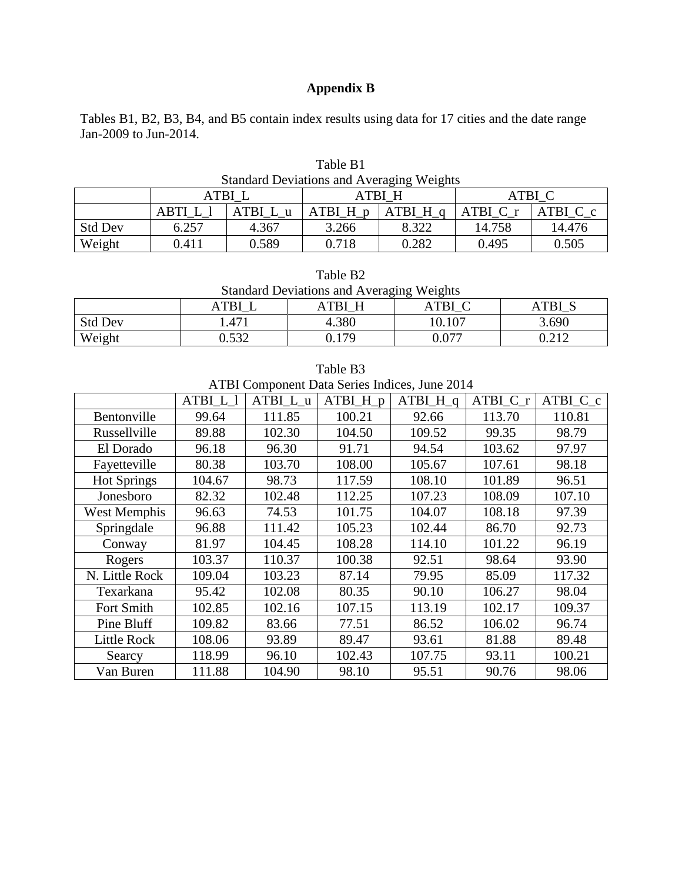# Appendix B

Tables B1, B2, B3, B4, and B5 contain index results using data for 17 cities and the date range Jan-2009 to Jun-2014.

Table B1
Standard Deviations and Averaging Weights

| | ATBI_L | | ATBI_H | | ATBI_C | |
|---|---|---|---|---|---|---|
| | ABTI_L_l | ATBI_L_u | ATBI_H_p | ATBI_H_q | ATBI_C_r | ATBI_C_c |
| Std Dev | 6.257 | 4.367 | 3.266 | 8.322 | 14.758 | 14.476 |
| Weight | 0.411 | 0.589 | 0.718 | 0.282 | 0.495 | 0.505 |

Table B2
Standard Deviations and Averaging Weights

| | ATBI_L | ATBI_H | ATBI_C | ATBI_S |
|---|---|---|---|---|
| Std Dev | 1.471 | 4.380 | 10.107 | 3.690 |
| Weight | 0.532 | 0.179 | 0.077 | 0.212 |

Table B3
ATBI Component Data Series Indices, June 2014

| | ATBI_L_l | ATBI_L_u | ATBI_H_p | ATBI_H_q | ATBI_C_r | ATBI_C_c |
|---|---|---|---|---|---|---|
| Bentonville | 99.64 | 111.85 | 100.21 | 92.66 | 113.70 | 110.81 |
| Russellville | 89.88 | 102.30 | 104.50 | 109.52 | 99.35 | 98.79 |
| El Dorado | 96.18 | 96.30 | 91.71 | 94.54 | 103.62 | 97.97 |
| Fayetteville | 80.38 | 103.70 | 108.00 | 105.67 | 107.61 | 98.18 |
| Hot Springs | 104.67 | 98.73 | 117.59 | 108.10 | 101.89 | 96.51 |
| Jonesboro | 82.32 | 102.48 | 112.25 | 107.23 | 108.09 | 107.10 |
| West Memphis | 96.63 | 74.53 | 101.75 | 104.07 | 108.18 | 97.39 |
| Springdale | 96.88 | 111.42 | 105.23 | 102.44 | 86.70 | 92.73 |
| Conway | 81.97 | 104.45 | 108.28 | 114.10 | 101.22 | 96.19 |
| Rogers | 103.37 | 110.37 | 100.38 | 92.51 | 98.64 | 93.90 |
| N. Little Rock | 109.04 | 103.23 | 87.14 | 79.95 | 85.09 | 117.32 |
| Texarkana | 95.42 | 102.08 | 80.35 | 90.10 | 106.27 | 98.04 |
| Fort Smith | 102.85 | 102.16 | 107.15 | 113.19 | 102.17 | 109.37 |
| Pine Bluff | 109.82 | 83.66 | 77.51 | 86.52 | 106.02 | 96.74 |
| Little Rock | 108.06 | 93.89 | 89.47 | 93.61 | 81.88 | 89.48 |
| Searcy | 118.99 | 96.10 | 102.43 | 107.75 | 93.11 | 100.21 |
| Van Buren | 111.88 | 104.90 | 98.10 | 95.51 | 90.76 | 98.06 |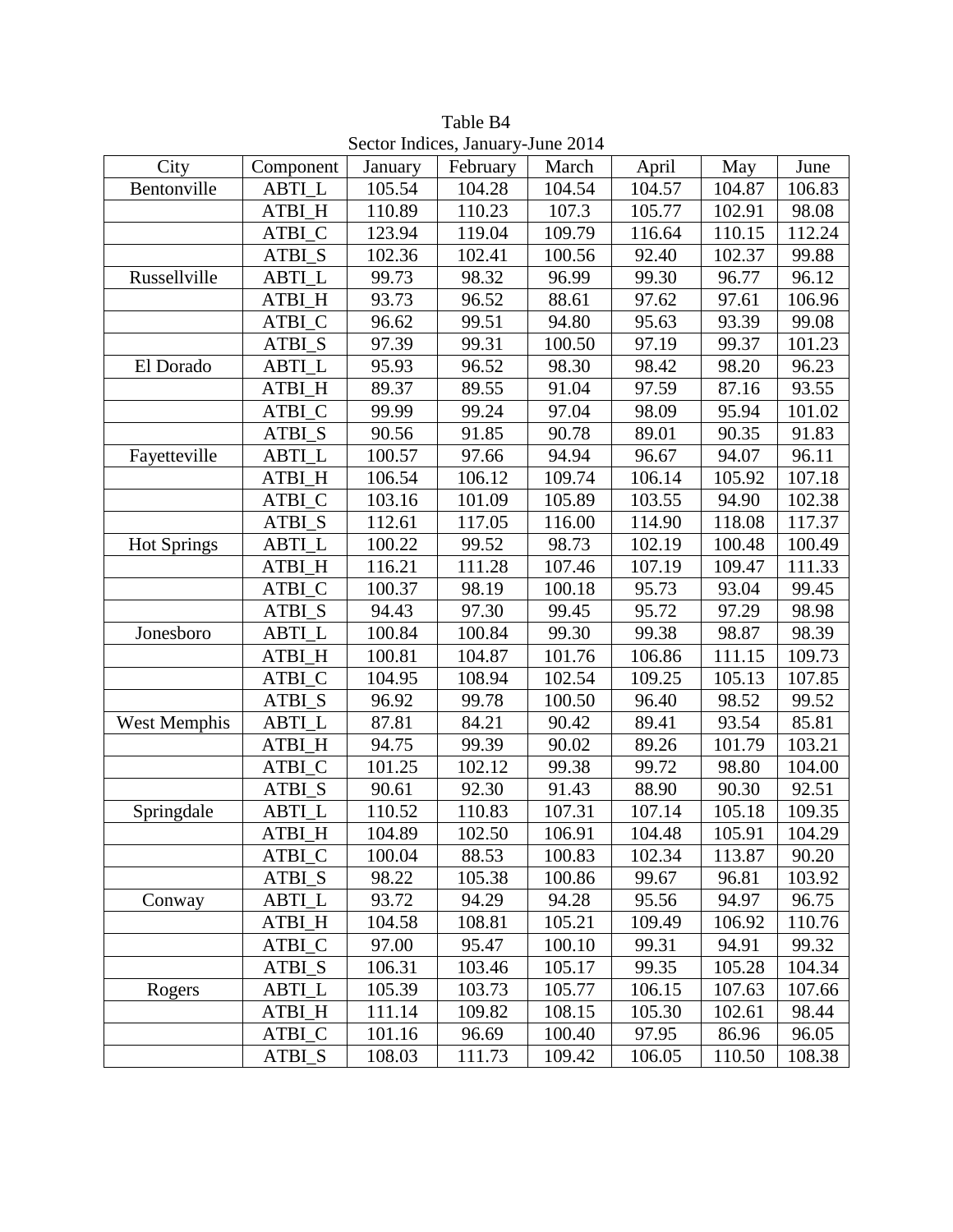Table B4

Sector Indices, January-June 2014

| City | Component | January | February | March | April | May | June |
|---|---|---|---|---|---|---|---|
| Bentonville | ABTI_L | 105.54 | 104.28 | 104.54 | 104.57 | 104.87 | 106.83 |
| | ATBI_H | 110.89 | 110.23 | 107.3 | 105.77 | 102.91 | 98.08 |
| | ATBI_C | 123.94 | 119.04 | 109.79 | 116.64 | 110.15 | 112.24 |
| | ATBI_S | 102.36 | 102.41 | 100.56 | 92.40 | 102.37 | 99.88 |
| Russellville | ABTI_L | 99.73 | 98.32 | 96.99 | 99.30 | 96.77 | 96.12 |
| | ATBI_H | 93.73 | 96.52 | 88.61 | 97.62 | 97.61 | 106.96 |
| | ATBI_C | 96.62 | 99.51 | 94.80 | 95.63 | 93.39 | 99.08 |
| | ATBI_S | 97.39 | 99.31 | 100.50 | 97.19 | 99.37 | 101.23 |
| El Dorado | ABTI_L | 95.93 | 96.52 | 98.30 | 98.42 | 98.20 | 96.23 |
| | ATBI_H | 89.37 | 89.55 | 91.04 | 97.59 | 87.16 | 93.55 |
| | ATBI_C | 99.99 | 99.24 | 97.04 | 98.09 | 95.94 | 101.02 |
| | ATBI_S | 90.56 | 91.85 | 90.78 | 89.01 | 90.35 | 91.83 |
| Fayetteville | ABTI_L | 100.57 | 97.66 | 94.94 | 96.67 | 94.07 | 96.11 |
| | ATBI_H | 106.54 | 106.12 | 109.74 | 106.14 | 105.92 | 107.18 |
| | ATBI_C | 103.16 | 101.09 | 105.89 | 103.55 | 94.90 | 102.38 |
| | ATBI_S | 112.61 | 117.05 | 116.00 | 114.90 | 118.08 | 117.37 |
| Hot Springs | ABTI_L | 100.22 | 99.52 | 98.73 | 102.19 | 100.48 | 100.49 |
| | ATBI_H | 116.21 | 111.28 | 107.46 | 107.19 | 109.47 | 111.33 |
| | ATBI_C | 100.37 | 98.19 | 100.18 | 95.73 | 93.04 | 99.45 |
| | ATBI_S | 94.43 | 97.30 | 99.45 | 95.72 | 97.29 | 98.98 |
| Jonesboro | ABTI_L | 100.84 | 100.84 | 99.30 | 99.38 | 98.87 | 98.39 |
| | ATBI_H | 100.81 | 104.87 | 101.76 | 106.86 | 111.15 | 109.73 |
| | ATBI_C | 104.95 | 108.94 | 102.54 | 109.25 | 105.13 | 107.85 |
| | ATBI_S | 96.92 | 99.78 | 100.50 | 96.40 | 98.52 | 99.52 |
| West Memphis | ABTI_L | 87.81 | 84.21 | 90.42 | 89.41 | 93.54 | 85.81 |
| | ATBI_H | 94.75 | 99.39 | 90.02 | 89.26 | 101.79 | 103.21 |
| | ATBI_C | 101.25 | 102.12 | 99.38 | 99.72 | 98.80 | 104.00 |
| | ATBI_S | 90.61 | 92.30 | 91.43 | 88.90 | 90.30 | 92.51 |
| Springdale | ABTI_L | 110.52 | 110.83 | 107.31 | 107.14 | 105.18 | 109.35 |
| | ATBI_H | 104.89 | 102.50 | 106.91 | 104.48 | 105.91 | 104.29 |
| | ATBI_C | 100.04 | 88.53 | 100.83 | 102.34 | 113.87 | 90.20 |
| | ATBI_S | 98.22 | 105.38 | 100.86 | 99.67 | 96.81 | 103.92 |
| Conway | ABTI_L | 93.72 | 94.29 | 94.28 | 95.56 | 94.97 | 96.75 |
| | ATBI_H | 104.58 | 108.81 | 105.21 | 109.49 | 106.92 | 110.76 |
| | ATBI_C | 97.00 | 95.47 | 100.10 | 99.31 | 94.91 | 99.32 |
| | ATBI_S | 106.31 | 103.46 | 105.17 | 99.35 | 105.28 | 104.34 |
| Rogers | ABTI_L | 105.39 | 103.73 | 105.77 | 106.15 | 107.63 | 107.66 |
| | ATBI_H | 111.14 | 109.82 | 108.15 | 105.30 | 102.61 | 98.44 |
| | ATBI_C | 101.16 | 96.69 | 100.40 | 97.95 | 86.96 | 96.05 |
| | ATBI_S | 108.03 | 111.73 | 109.42 | 106.05 | 110.50 | 108.38 |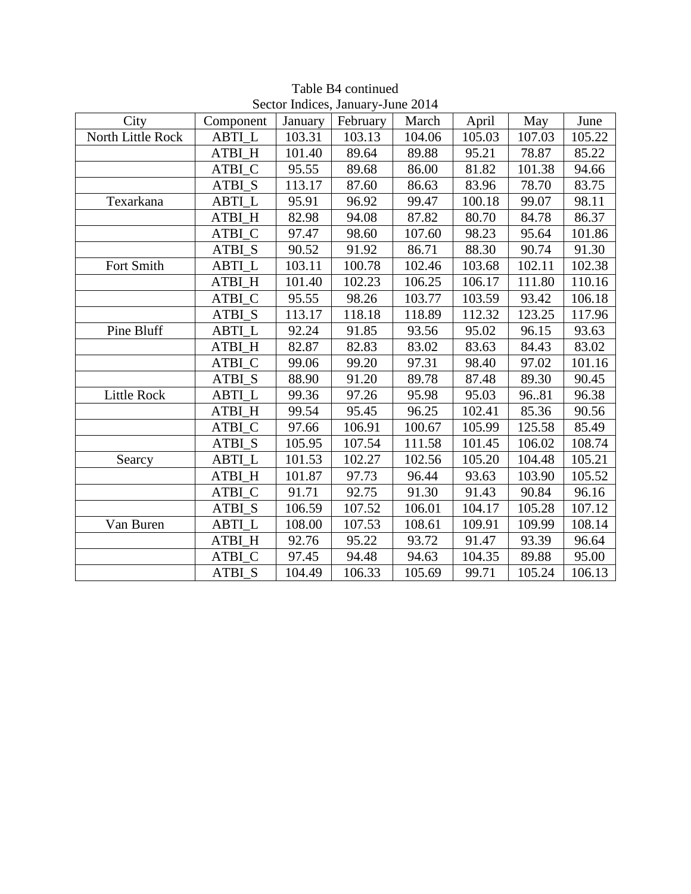Table B4 continued
Sector Indices, January-June 2014

| City | Component | January | February | March | April | May | June |
|---|---|---|---|---|---|---|---|
| North Little Rock | ABTI_L | 103.31 | 103.13 | 104.06 | 105.03 | 107.03 | 105.22 |
| | ATBI_H | 101.40 | 89.64 | 89.88 | 95.21 | 78.87 | 85.22 |
| | ATBI_C | 95.55 | 89.68 | 86.00 | 81.82 | 101.38 | 94.66 |
| | ATBI_S | 113.17 | 87.60 | 86.63 | 83.96 | 78.70 | 83.75 |
| Texarkana | ABTI_L | 95.91 | 96.92 | 99.47 | 100.18 | 99.07 | 98.11 |
| | ATBI_H | 82.98 | 94.08 | 87.82 | 80.70 | 84.78 | 86.37 |
| | ATBI_C | 97.47 | 98.60 | 107.60 | 98.23 | 95.64 | 101.86 |
| | ATBI_S | 90.52 | 91.92 | 86.71 | 88.30 | 90.74 | 91.30 |
| Fort Smith | ABTI_L | 103.11 | 100.78 | 102.46 | 103.68 | 102.11 | 102.38 |
| | ATBI_H | 101.40 | 102.23 | 106.25 | 106.17 | 111.80 | 110.16 |
| | ATBI_C | 95.55 | 98.26 | 103.77 | 103.59 | 93.42 | 106.18 |
| | ATBI_S | 113.17 | 118.18 | 118.89 | 112.32 | 123.25 | 117.96 |
| Pine Bluff | ABTI_L | 92.24 | 91.85 | 93.56 | 95.02 | 96.15 | 93.63 |
| | ATBI_H | 82.87 | 82.83 | 83.02 | 83.63 | 84.43 | 83.02 |
| | ATBI_C | 99.06 | 99.20 | 97.31 | 98.40 | 97.02 | 101.16 |
| | ATBI_S | 88.90 | 91.20 | 89.78 | 87.48 | 89.30 | 90.45 |
| Little Rock | ABTI_L | 99.36 | 97.26 | 95.98 | 95.03 | 96..81 | 96.38 |
| | ATBI_H | 99.54 | 95.45 | 96.25 | 102.41 | 85.36 | 90.56 |
| | ATBI_C | 97.66 | 106.91 | 100.67 | 105.99 | 125.58 | 85.49 |
| | ATBI_S | 105.95 | 107.54 | 111.58 | 101.45 | 106.02 | 108.74 |
| Searcy | ABTI_L | 101.53 | 102.27 | 102.56 | 105.20 | 104.48 | 105.21 |
| | ATBI_H | 101.87 | 97.73 | 96.44 | 93.63 | 103.90 | 105.52 |
| | ATBI_C | 91.71 | 92.75 | 91.30 | 91.43 | 90.84 | 96.16 |
| | ATBI_S | 106.59 | 107.52 | 106.01 | 104.17 | 105.28 | 107.12 |
| Van Buren | ABTI_L | 108.00 | 107.53 | 108.61 | 109.91 | 109.99 | 108.14 |
| | ATBI_H | 92.76 | 95.22 | 93.72 | 91.47 | 93.39 | 96.64 |
| | ATBI_C | 97.45 | 94.48 | 94.63 | 104.35 | 89.88 | 95.00 |
| | ATBI_S | 104.49 | 106.33 | 105.69 | 99.71 | 105.24 | 106.13 |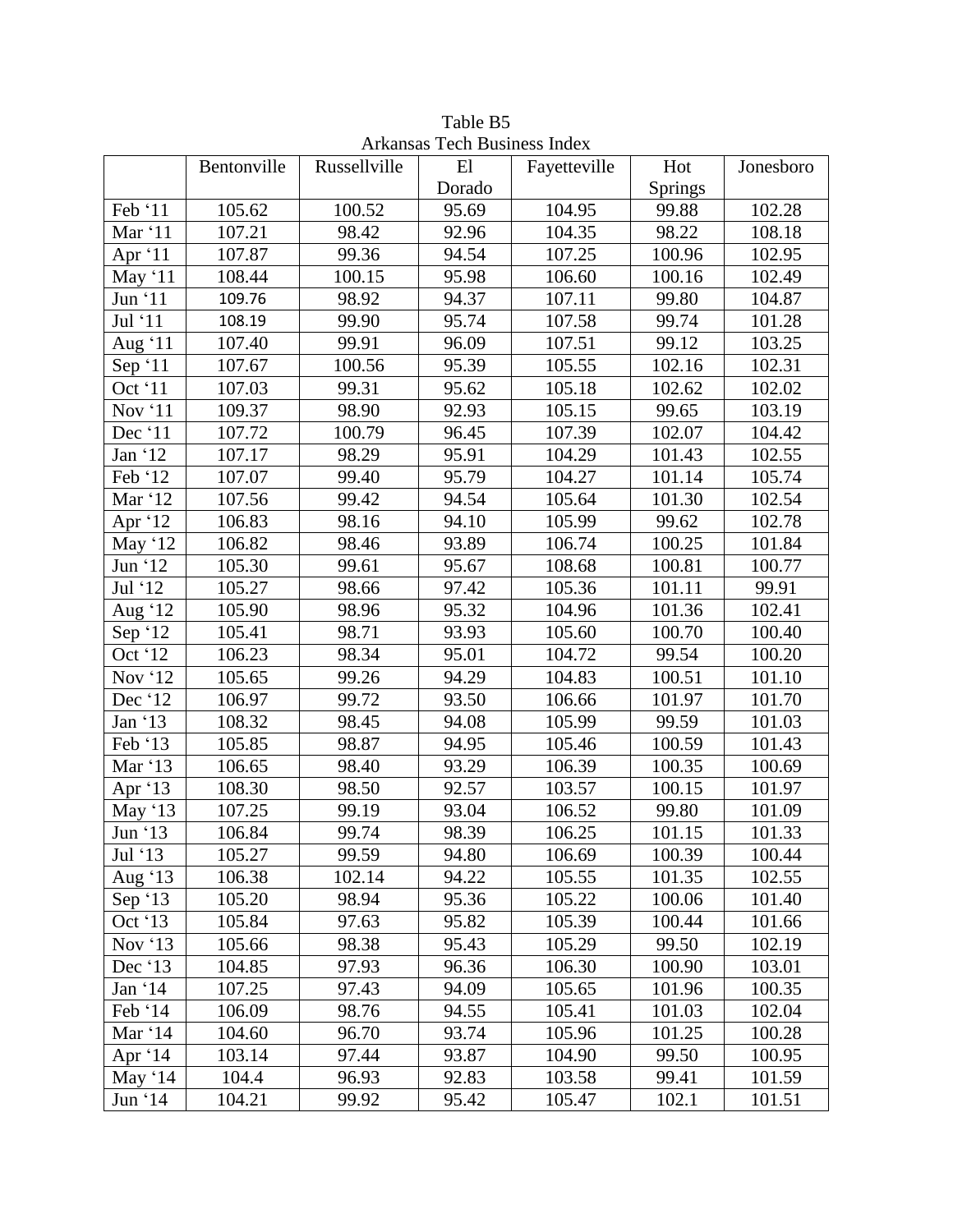Table B5

Arkansas Tech Business Index

| | Bentonville | Russellville | El Dorado | Fayetteville | Hot Springs | Jonesboro |
|---|---|---|---|---|---|---|
| Feb '11 | 105.62 | 100.52 | 95.69 | 104.95 | 99.88 | 102.28 |
| Mar '11 | 107.21 | 98.42 | 92.96 | 104.35 | 98.22 | 108.18 |
| Apr '11 | 107.87 | 99.36 | 94.54 | 107.25 | 100.96 | 102.95 |
| May '11 | 108.44 | 100.15 | 95.98 | 106.60 | 100.16 | 102.49 |
| Jun '11 | 109.76 | 98.92 | 94.37 | 107.11 | 99.80 | 104.87 |
| Jul '11 | 108.19 | 99.90 | 95.74 | 107.58 | 99.74 | 101.28 |
| Aug '11 | 107.40 | 99.91 | 96.09 | 107.51 | 99.12 | 103.25 |
| Sep '11 | 107.67 | 100.56 | 95.39 | 105.55 | 102.16 | 102.31 |
| Oct '11 | 107.03 | 99.31 | 95.62 | 105.18 | 102.62 | 102.02 |
| Nov '11 | 109.37 | 98.90 | 92.93 | 105.15 | 99.65 | 103.19 |
| Dec '11 | 107.72 | 100.79 | 96.45 | 107.39 | 102.07 | 104.42 |
| Jan '12 | 107.17 | 98.29 | 95.91 | 104.29 | 101.43 | 102.55 |
| Feb '12 | 107.07 | 99.40 | 95.79 | 104.27 | 101.14 | 105.74 |
| Mar '12 | 107.56 | 99.42 | 94.54 | 105.64 | 101.30 | 102.54 |
| Apr '12 | 106.83 | 98.16 | 94.10 | 105.99 | 99.62 | 102.78 |
| May '12 | 106.82 | 98.46 | 93.89 | 106.74 | 100.25 | 101.84 |
| Jun '12 | 105.30 | 99.61 | 95.67 | 108.68 | 100.81 | 100.77 |
| Jul '12 | 105.27 | 98.66 | 97.42 | 105.36 | 101.11 | 99.91 |
| Aug '12 | 105.90 | 98.96 | 95.32 | 104.96 | 101.36 | 102.41 |
| Sep '12 | 105.41 | 98.71 | 93.93 | 105.60 | 100.70 | 100.40 |
| Oct '12 | 106.23 | 98.34 | 95.01 | 104.72 | 99.54 | 100.20 |
| Nov '12 | 105.65 | 99.26 | 94.29 | 104.83 | 100.51 | 101.10 |
| Dec '12 | 106.97 | 99.72 | 93.50 | 106.66 | 101.97 | 101.70 |
| Jan '13 | 108.32 | 98.45 | 94.08 | 105.99 | 99.59 | 101.03 |
| Feb '13 | 105.85 | 98.87 | 94.95 | 105.46 | 100.59 | 101.43 |
| Mar '13 | 106.65 | 98.40 | 93.29 | 106.39 | 100.35 | 100.69 |
| Apr '13 | 108.30 | 98.50 | 92.57 | 103.57 | 100.15 | 101.97 |
| May '13 | 107.25 | 99.19 | 93.04 | 106.52 | 99.80 | 101.09 |
| Jun '13 | 106.84 | 99.74 | 98.39 | 106.25 | 101.15 | 101.33 |
| Jul '13 | 105.27 | 99.59 | 94.80 | 106.69 | 100.39 | 100.44 |
| Aug '13 | 106.38 | 102.14 | 94.22 | 105.55 | 101.35 | 102.55 |
| Sep '13 | 105.20 | 98.94 | 95.36 | 105.22 | 100.06 | 101.40 |
| Oct '13 | 105.84 | 97.63 | 95.82 | 105.39 | 100.44 | 101.66 |
| Nov '13 | 105.66 | 98.38 | 95.43 | 105.29 | 99.50 | 102.19 |
| Dec '13 | 104.85 | 97.93 | 96.36 | 106.30 | 100.90 | 103.01 |
| Jan '14 | 107.25 | 97.43 | 94.09 | 105.65 | 101.96 | 100.35 |
| Feb '14 | 106.09 | 98.76 | 94.55 | 105.41 | 101.03 | 102.04 |
| Mar '14 | 104.60 | 96.70 | 93.74 | 105.96 | 101.25 | 100.28 |
| Apr '14 | 103.14 | 97.44 | 93.87 | 104.90 | 99.50 | 100.95 |
| May '14 | 104.4 | 96.93 | 92.83 | 103.58 | 99.41 | 101.59 |
| Jun '14 | 104.21 | 99.92 | 95.42 | 105.47 | 102.1 | 101.51 |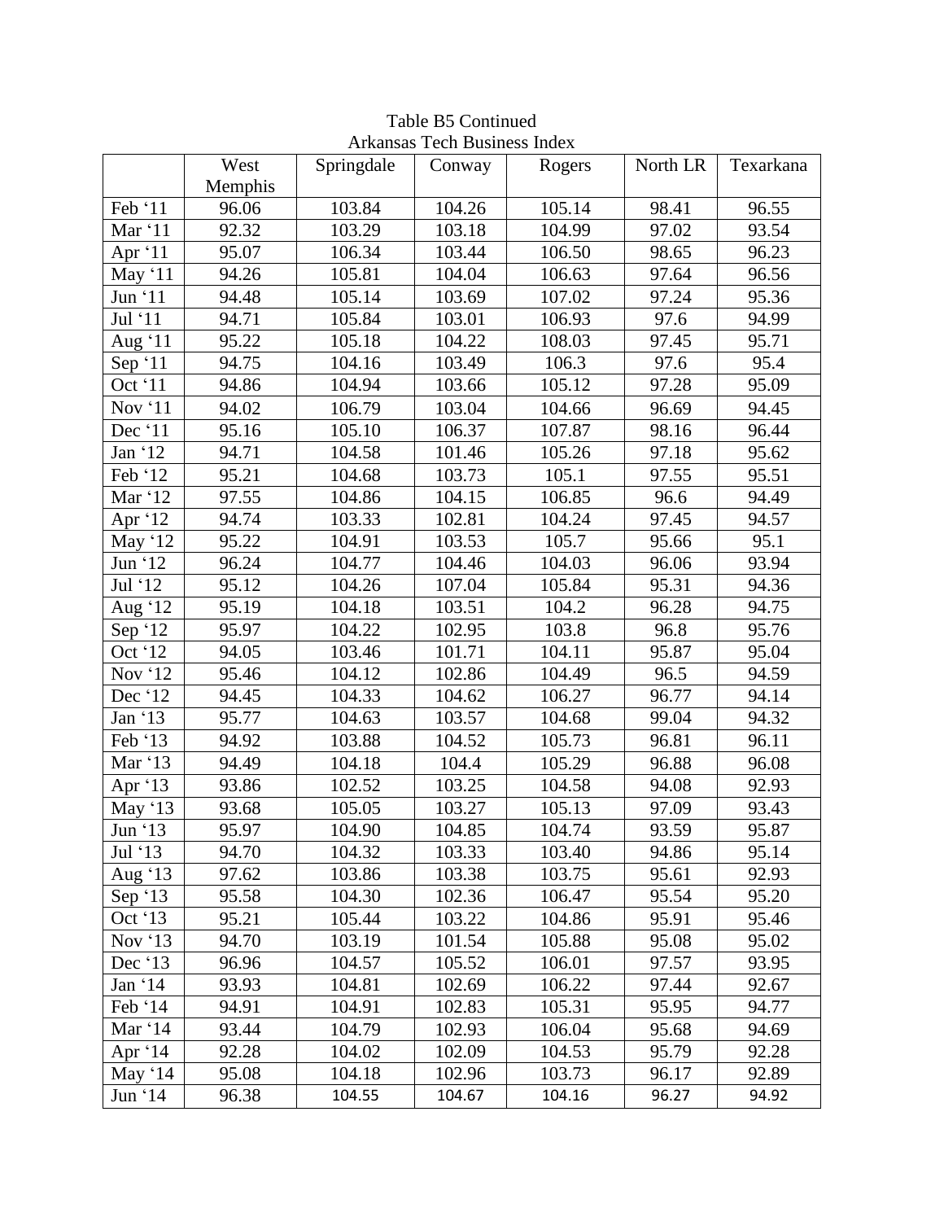Table B5 Continued
Arkansas Tech Business Index

| | West Memphis | Springdale | Conway | Rogers | North LR | Texarkana |
|---|---|---|---|---|---|---|
| Feb ‘11 | 96.06 | 103.84 | 104.26 | 105.14 | 98.41 | 96.55 |
| Mar ‘11 | 92.32 | 103.29 | 103.18 | 104.99 | 97.02 | 93.54 |
| Apr ‘11 | 95.07 | 106.34 | 103.44 | 106.50 | 98.65 | 96.23 |
| May ‘11 | 94.26 | 105.81 | 104.04 | 106.63 | 97.64 | 96.56 |
| Jun ‘11 | 94.48 | 105.14 | 103.69 | 107.02 | 97.24 | 95.36 |
| Jul ‘11 | 94.71 | 105.84 | 103.01 | 106.93 | 97.6 | 94.99 |
| Aug ‘11 | 95.22 | 105.18 | 104.22 | 108.03 | 97.45 | 95.71 |
| Sep ‘11 | 94.75 | 104.16 | 103.49 | 106.3 | 97.6 | 95.4 |
| Oct ‘11 | 94.86 | 104.94 | 103.66 | 105.12 | 97.28 | 95.09 |
| Nov ‘11 | 94.02 | 106.79 | 103.04 | 104.66 | 96.69 | 94.45 |
| Dec ‘11 | 95.16 | 105.10 | 106.37 | 107.87 | 98.16 | 96.44 |
| Jan ‘12 | 94.71 | 104.58 | 101.46 | 105.26 | 97.18 | 95.62 |
| Feb ‘12 | 95.21 | 104.68 | 103.73 | 105.1 | 97.55 | 95.51 |
| Mar ‘12 | 97.55 | 104.86 | 104.15 | 106.85 | 96.6 | 94.49 |
| Apr ‘12 | 94.74 | 103.33 | 102.81 | 104.24 | 97.45 | 94.57 |
| May ‘12 | 95.22 | 104.91 | 103.53 | 105.7 | 95.66 | 95.1 |
| Jun ‘12 | 96.24 | 104.77 | 104.46 | 104.03 | 96.06 | 93.94 |
| Jul ‘12 | 95.12 | 104.26 | 107.04 | 105.84 | 95.31 | 94.36 |
| Aug ‘12 | 95.19 | 104.18 | 103.51 | 104.2 | 96.28 | 94.75 |
| Sep ‘12 | 95.97 | 104.22 | 102.95 | 103.8 | 96.8 | 95.76 |
| Oct ‘12 | 94.05 | 103.46 | 101.71 | 104.11 | 95.87 | 95.04 |
| Nov ‘12 | 95.46 | 104.12 | 102.86 | 104.49 | 96.5 | 94.59 |
| Dec ‘12 | 94.45 | 104.33 | 104.62 | 106.27 | 96.77 | 94.14 |
| Jan ‘13 | 95.77 | 104.63 | 103.57 | 104.68 | 99.04 | 94.32 |
| Feb ‘13 | 94.92 | 103.88 | 104.52 | 105.73 | 96.81 | 96.11 |
| Mar ‘13 | 94.49 | 104.18 | 104.4 | 105.29 | 96.88 | 96.08 |
| Apr ‘13 | 93.86 | 102.52 | 103.25 | 104.58 | 94.08 | 92.93 |
| May ‘13 | 93.68 | 105.05 | 103.27 | 105.13 | 97.09 | 93.43 |
| Jun ‘13 | 95.97 | 104.90 | 104.85 | 104.74 | 93.59 | 95.87 |
| Jul ‘13 | 94.70 | 104.32 | 103.33 | 103.40 | 94.86 | 95.14 |
| Aug ‘13 | 97.62 | 103.86 | 103.38 | 103.75 | 95.61 | 92.93 |
| Sep ‘13 | 95.58 | 104.30 | 102.36 | 106.47 | 95.54 | 95.20 |
| Oct ‘13 | 95.21 | 105.44 | 103.22 | 104.86 | 95.91 | 95.46 |
| Nov ‘13 | 94.70 | 103.19 | 101.54 | 105.88 | 95.08 | 95.02 |
| Dec ‘13 | 96.96 | 104.57 | 105.52 | 106.01 | 97.57 | 93.95 |
| Jan ‘14 | 93.93 | 104.81 | 102.69 | 106.22 | 97.44 | 92.67 |
| Feb ‘14 | 94.91 | 104.91 | 102.83 | 105.31 | 95.95 | 94.77 |
| Mar ‘14 | 93.44 | 104.79 | 102.93 | 106.04 | 95.68 | 94.69 |
| Apr ‘14 | 92.28 | 104.02 | 102.09 | 104.53 | 95.79 | 92.28 |
| May ‘14 | 95.08 | 104.18 | 102.96 | 103.73 | 96.17 | 92.89 |
| Jun ‘14 | 96.38 | 104.55 | 104.67 | 104.16 | 96.27 | 94.92 |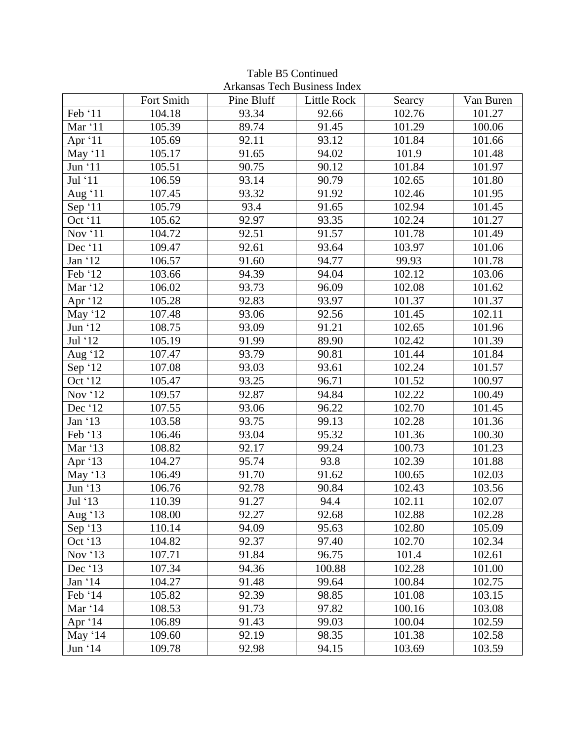Table B5 Continued
Arkansas Tech Business Index

| | Fort Smith | Pine Bluff | Little Rock | Searcy | Van Buren |
|---|---|---|---|---|---|
| Feb ‘11 | 104.18 | 93.34 | 92.66 | 102.76 | 101.27 |
| Mar ‘11 | 105.39 | 89.74 | 91.45 | 101.29 | 100.06 |
| Apr ‘11 | 105.69 | 92.11 | 93.12 | 101.84 | 101.66 |
| May ‘11 | 105.17 | 91.65 | 94.02 | 101.9 | 101.48 |
| Jun ‘11 | 105.51 | 90.75 | 90.12 | 101.84 | 101.97 |
| Jul ‘11 | 106.59 | 93.14 | 90.79 | 102.65 | 101.80 |
| Aug ‘11 | 107.45 | 93.32 | 91.92 | 102.46 | 101.95 |
| Sep ‘11 | 105.79 | 93.4 | 91.65 | 102.94 | 101.45 |
| Oct ‘11 | 105.62 | 92.97 | 93.35 | 102.24 | 101.27 |
| Nov ‘11 | 104.72 | 92.51 | 91.57 | 101.78 | 101.49 |
| Dec ‘11 | 109.47 | 92.61 | 93.64 | 103.97 | 101.06 |
| Jan ‘12 | 106.57 | 91.60 | 94.77 | 99.93 | 101.78 |
| Feb ‘12 | 103.66 | 94.39 | 94.04 | 102.12 | 103.06 |
| Mar ‘12 | 106.02 | 93.73 | 96.09 | 102.08 | 101.62 |
| Apr ‘12 | 105.28 | 92.83 | 93.97 | 101.37 | 101.37 |
| May ‘12 | 107.48 | 93.06 | 92.56 | 101.45 | 102.11 |
| Jun ‘12 | 108.75 | 93.09 | 91.21 | 102.65 | 101.96 |
| Jul ‘12 | 105.19 | 91.99 | 89.90 | 102.42 | 101.39 |
| Aug ‘12 | 107.47 | 93.79 | 90.81 | 101.44 | 101.84 |
| Sep ‘12 | 107.08 | 93.03 | 93.61 | 102.24 | 101.57 |
| Oct ‘12 | 105.47 | 93.25 | 96.71 | 101.52 | 100.97 |
| Nov ‘12 | 109.57 | 92.87 | 94.84 | 102.22 | 100.49 |
| Dec ‘12 | 107.55 | 93.06 | 96.22 | 102.70 | 101.45 |
| Jan ‘13 | 103.58 | 93.75 | 99.13 | 102.28 | 101.36 |
| Feb ‘13 | 106.46 | 93.04 | 95.32 | 101.36 | 100.30 |
| Mar ‘13 | 108.82 | 92.17 | 99.24 | 100.73 | 101.23 |
| Apr ‘13 | 104.27 | 95.74 | 93.8 | 102.39 | 101.88 |
| May ‘13 | 106.49 | 91.70 | 91.62 | 100.65 | 102.03 |
| Jun ‘13 | 106.76 | 92.78 | 90.84 | 102.43 | 103.56 |
| Jul ‘13 | 110.39 | 91.27 | 94.4 | 102.11 | 102.07 |
| Aug ‘13 | 108.00 | 92.27 | 92.68 | 102.88 | 102.28 |
| Sep ‘13 | 110.14 | 94.09 | 95.63 | 102.80 | 105.09 |
| Oct ‘13 | 104.82 | 92.37 | 97.40 | 102.70 | 102.34 |
| Nov ‘13 | 107.71 | 91.84 | 96.75 | 101.4 | 102.61 |
| Dec ‘13 | 107.34 | 94.36 | 100.88 | 102.28 | 101.00 |
| Jan ‘14 | 104.27 | 91.48 | 99.64 | 100.84 | 102.75 |
| Feb ‘14 | 105.82 | 92.39 | 98.85 | 101.08 | 103.15 |
| Mar ‘14 | 108.53 | 91.73 | 97.82 | 100.16 | 103.08 |
| Apr ‘14 | 106.89 | 91.43 | 99.03 | 100.04 | 102.59 |
| May ‘14 | 109.60 | 92.19 | 98.35 | 101.38 | 102.58 |
| Jun ‘14 | 109.78 | 92.98 | 94.15 | 103.69 | 103.59 |